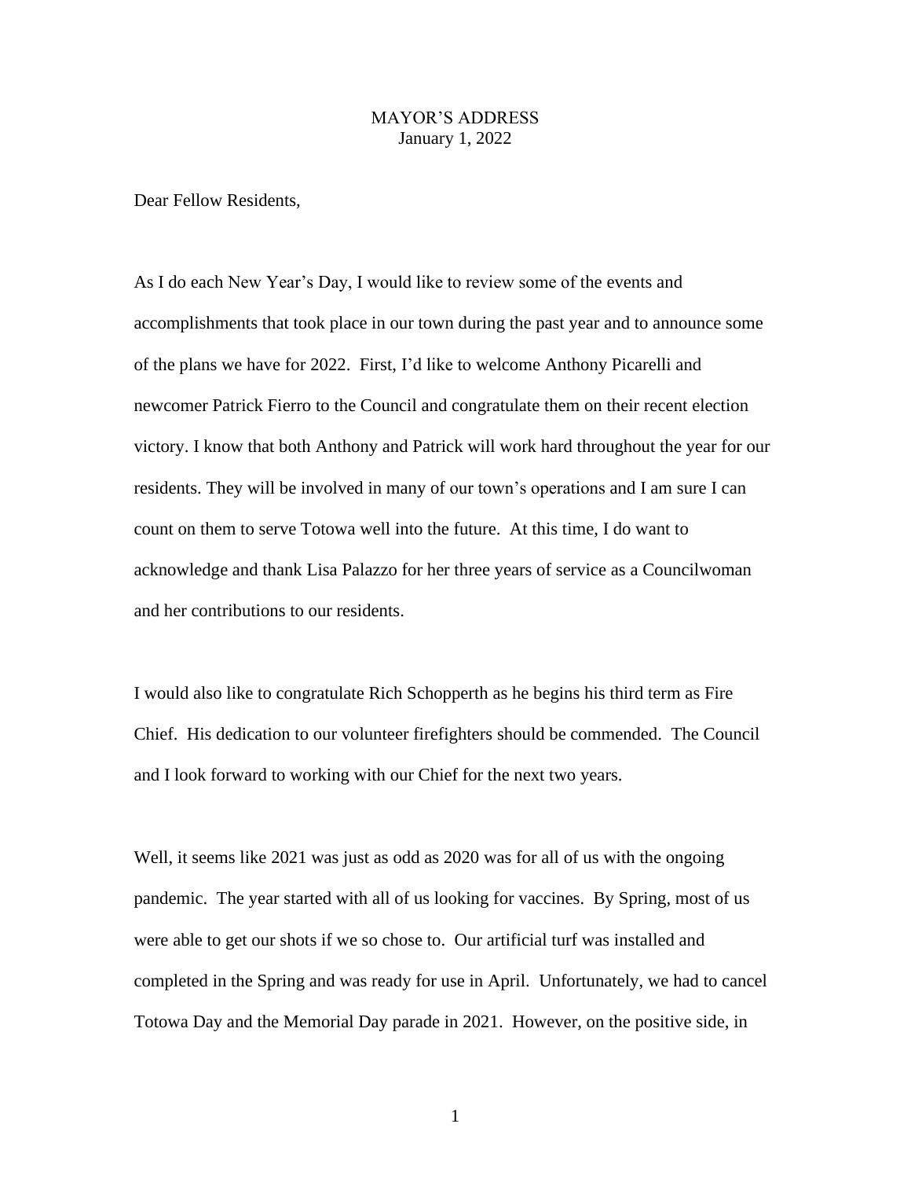# MAYOR'S ADDRESS
January 1, 2022

Dear Fellow Residents,

As I do each New Year's Day, I would like to review some of the events and accomplishments that took place in our town during the past year and to announce some of the plans we have for 2022. First, I'd like to welcome Anthony Picarelli and newcomer Patrick Fierro to the Council and congratulate them on their recent election victory. I know that both Anthony and Patrick will work hard throughout the year for our residents. They will be involved in many of our town's operations and I am sure I can count on them to serve Totowa well into the future. At this time, I do want to acknowledge and thank Lisa Palazzo for her three years of service as a Councilwoman and her contributions to our residents.

I would also like to congratulate Rich Schopperth as he begins his third term as Fire Chief. His dedication to our volunteer firefighters should be commended. The Council and I look forward to working with our Chief for the next two years.

Well, it seems like 2021 was just as odd as 2020 was for all of us with the ongoing pandemic. The year started with all of us looking for vaccines. By Spring, most of us were able to get our shots if we so chose to. Our artificial turf was installed and completed in the Spring and was ready for use in April. Unfortunately, we had to cancel Totowa Day and the Memorial Day parade in 2021. However, on the positive side, in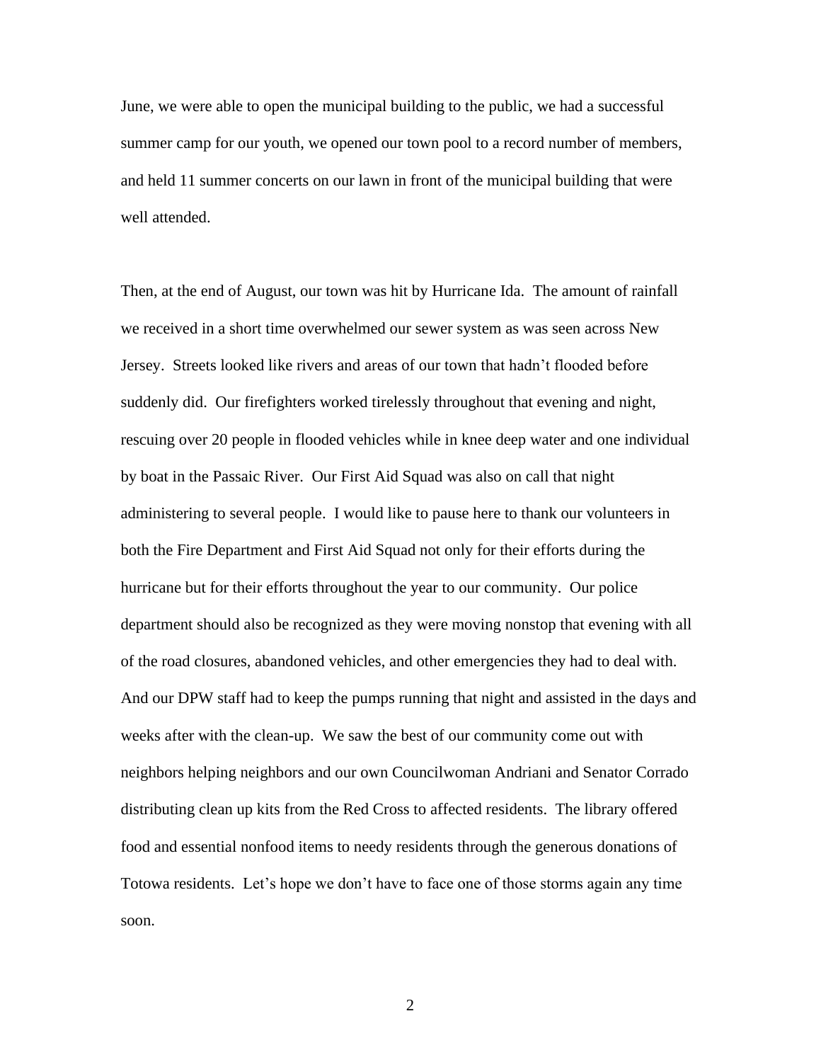June, we were able to open the municipal building to the public, we had a successful summer camp for our youth, we opened our town pool to a record number of members, and held 11 summer concerts on our lawn in front of the municipal building that were well attended.

Then, at the end of August, our town was hit by Hurricane Ida. The amount of rainfall we received in a short time overwhelmed our sewer system as was seen across New Jersey. Streets looked like rivers and areas of our town that hadn't flooded before suddenly did. Our firefighters worked tirelessly throughout that evening and night, rescuing over 20 people in flooded vehicles while in knee deep water and one individual by boat in the Passaic River. Our First Aid Squad was also on call that night administering to several people. I would like to pause here to thank our volunteers in both the Fire Department and First Aid Squad not only for their efforts during the hurricane but for their efforts throughout the year to our community. Our police department should also be recognized as they were moving nonstop that evening with all of the road closures, abandoned vehicles, and other emergencies they had to deal with. And our DPW staff had to keep the pumps running that night and assisted in the days and weeks after with the clean-up. We saw the best of our community come out with neighbors helping neighbors and our own Councilwoman Andriani and Senator Corrado distributing clean up kits from the Red Cross to affected residents. The library offered food and essential nonfood items to needy residents through the generous donations of Totowa residents. Let's hope we don't have to face one of those storms again any time soon.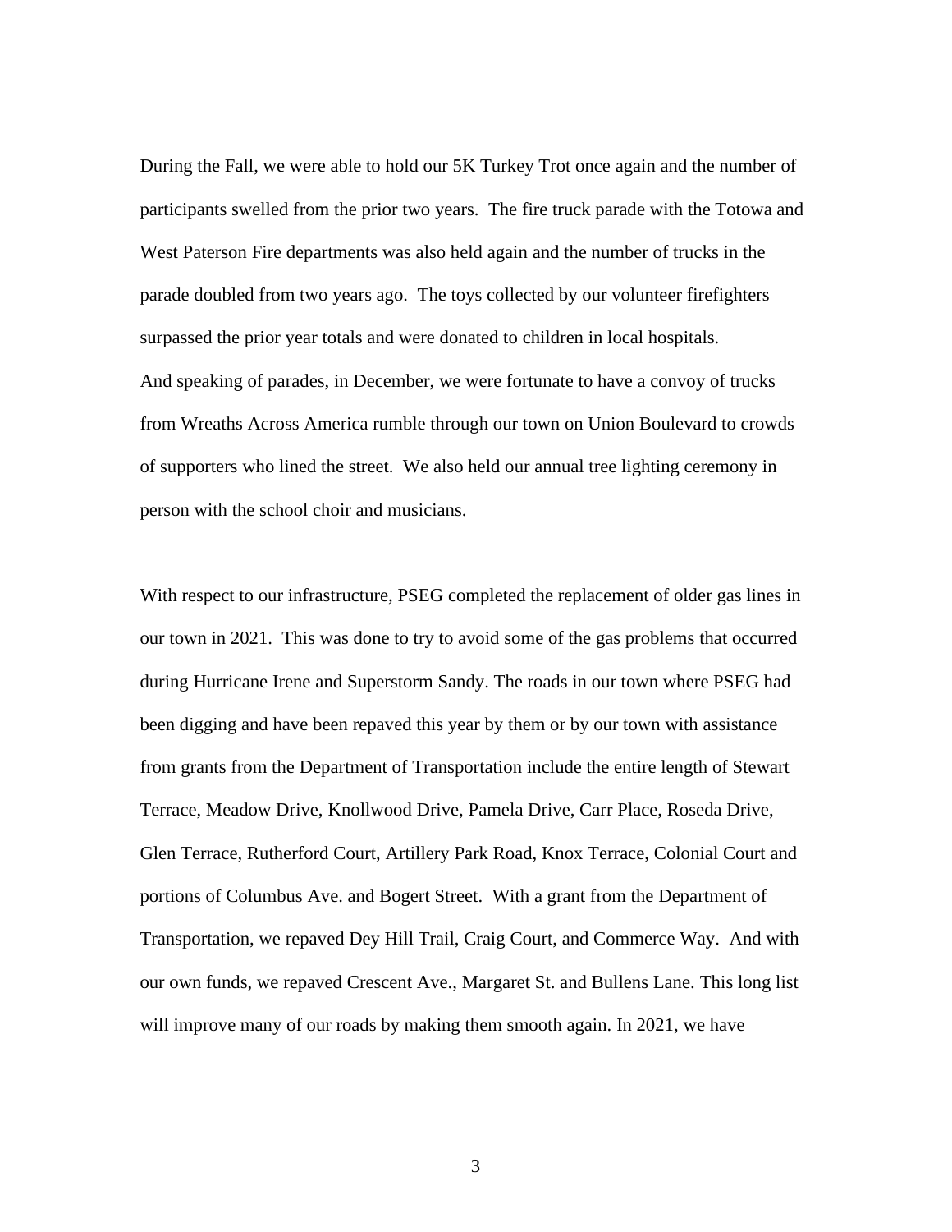During the Fall, we were able to hold our 5K Turkey Trot once again and the number of participants swelled from the prior two years. The fire truck parade with the Totowa and West Paterson Fire departments was also held again and the number of trucks in the parade doubled from two years ago. The toys collected by our volunteer firefighters surpassed the prior year totals and were donated to children in local hospitals.
And speaking of parades, in December, we were fortunate to have a convoy of trucks from Wreaths Across America rumble through our town on Union Boulevard to crowds of supporters who lined the street. We also held our annual tree lighting ceremony in person with the school choir and musicians.

With respect to our infrastructure, PSEG completed the replacement of older gas lines in our town in 2021. This was done to try to avoid some of the gas problems that occurred during Hurricane Irene and Superstorm Sandy. The roads in our town where PSEG had been digging and have been repaved this year by them or by our town with assistance from grants from the Department of Transportation include the entire length of Stewart Terrace, Meadow Drive, Knollwood Drive, Pamela Drive, Carr Place, Roseda Drive, Glen Terrace, Rutherford Court, Artillery Park Road, Knox Terrace, Colonial Court and portions of Columbus Ave. and Bogert Street. With a grant from the Department of Transportation, we repaved Dey Hill Trail, Craig Court, and Commerce Way. And with our own funds, we repaved Crescent Ave., Margaret St. and Bullens Lane. This long list will improve many of our roads by making them smooth again. In 2021, we have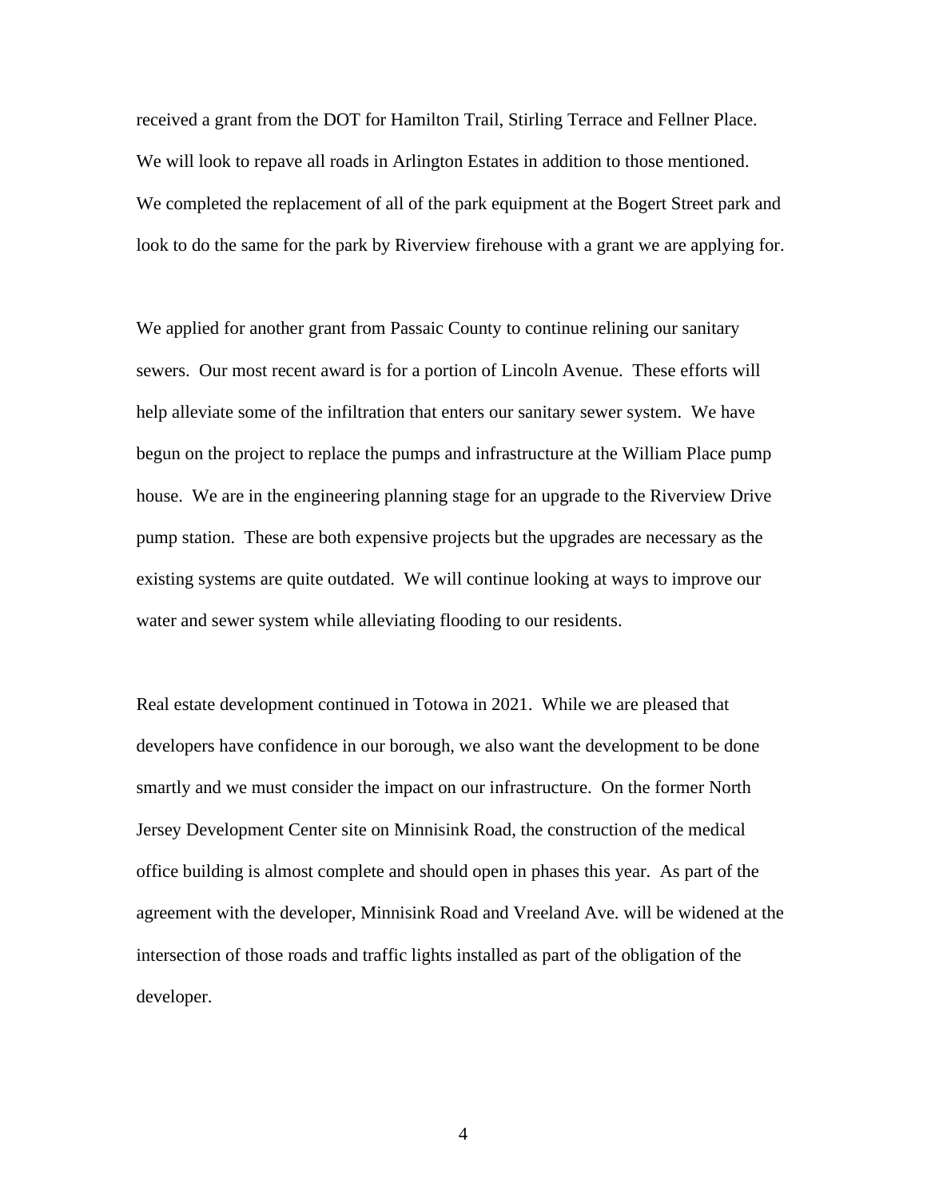received a grant from the DOT for Hamilton Trail, Stirling Terrace and Fellner Place. We will look to repave all roads in Arlington Estates in addition to those mentioned. We completed the replacement of all of the park equipment at the Bogert Street park and look to do the same for the park by Riverview firehouse with a grant we are applying for.

We applied for another grant from Passaic County to continue relining our sanitary sewers. Our most recent award is for a portion of Lincoln Avenue. These efforts will help alleviate some of the infiltration that enters our sanitary sewer system. We have begun on the project to replace the pumps and infrastructure at the William Place pump house. We are in the engineering planning stage for an upgrade to the Riverview Drive pump station. These are both expensive projects but the upgrades are necessary as the existing systems are quite outdated. We will continue looking at ways to improve our water and sewer system while alleviating flooding to our residents.

Real estate development continued in Totowa in 2021. While we are pleased that developers have confidence in our borough, we also want the development to be done smartly and we must consider the impact on our infrastructure. On the former North Jersey Development Center site on Minnisink Road, the construction of the medical office building is almost complete and should open in phases this year. As part of the agreement with the developer, Minnisink Road and Vreeland Ave. will be widened at the intersection of those roads and traffic lights installed as part of the obligation of the developer.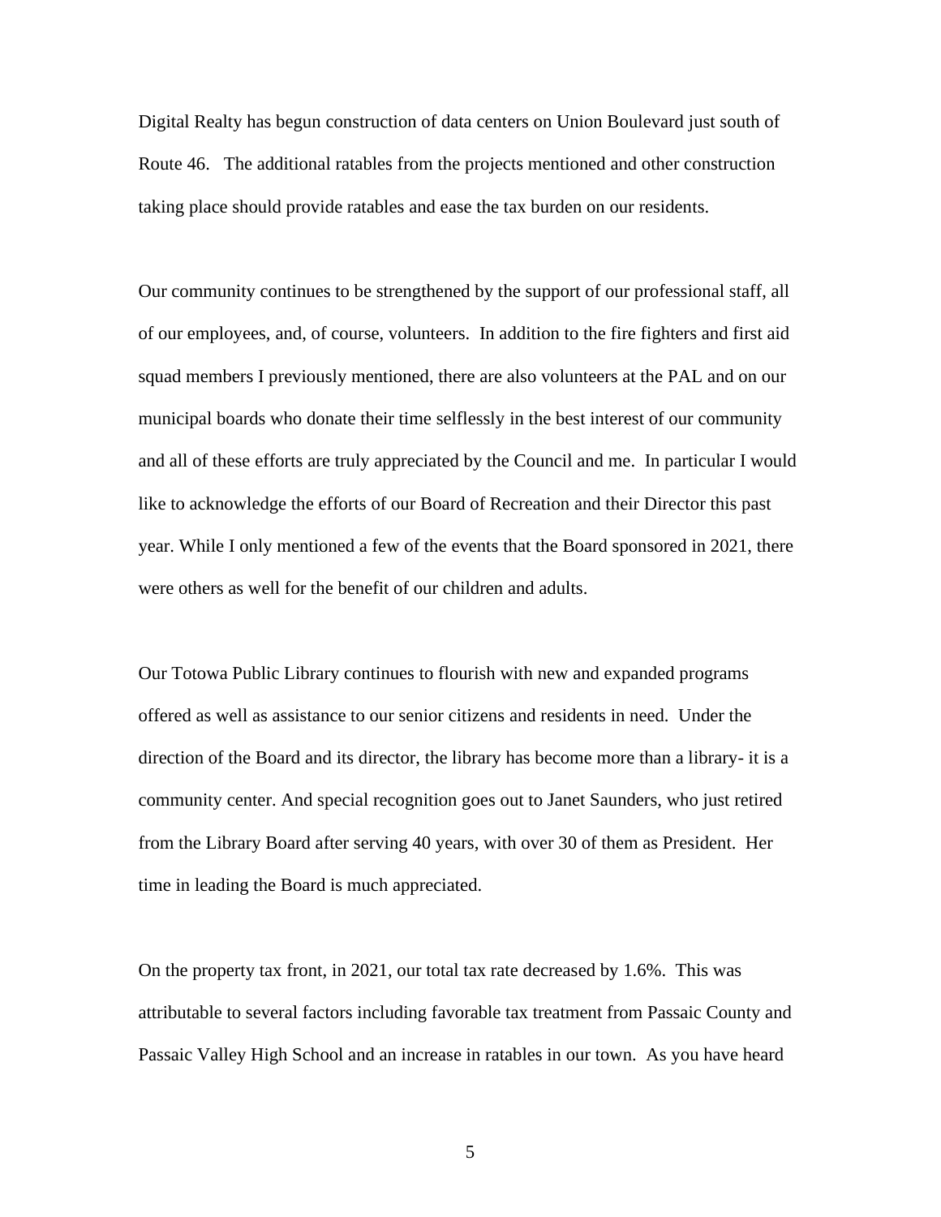Digital Realty has begun construction of data centers on Union Boulevard just south of Route 46. The additional ratables from the projects mentioned and other construction taking place should provide ratables and ease the tax burden on our residents.

Our community continues to be strengthened by the support of our professional staff, all of our employees, and, of course, volunteers. In addition to the fire fighters and first aid squad members I previously mentioned, there are also volunteers at the PAL and on our municipal boards who donate their time selflessly in the best interest of our community and all of these efforts are truly appreciated by the Council and me. In particular I would like to acknowledge the efforts of our Board of Recreation and their Director this past year. While I only mentioned a few of the events that the Board sponsored in 2021, there were others as well for the benefit of our children and adults.

Our Totowa Public Library continues to flourish with new and expanded programs offered as well as assistance to our senior citizens and residents in need. Under the direction of the Board and its director, the library has become more than a library- it is a community center. And special recognition goes out to Janet Saunders, who just retired from the Library Board after serving 40 years, with over 30 of them as President. Her time in leading the Board is much appreciated.

On the property tax front, in 2021, our total tax rate decreased by 1.6%. This was attributable to several factors including favorable tax treatment from Passaic County and Passaic Valley High School and an increase in ratables in our town. As you have heard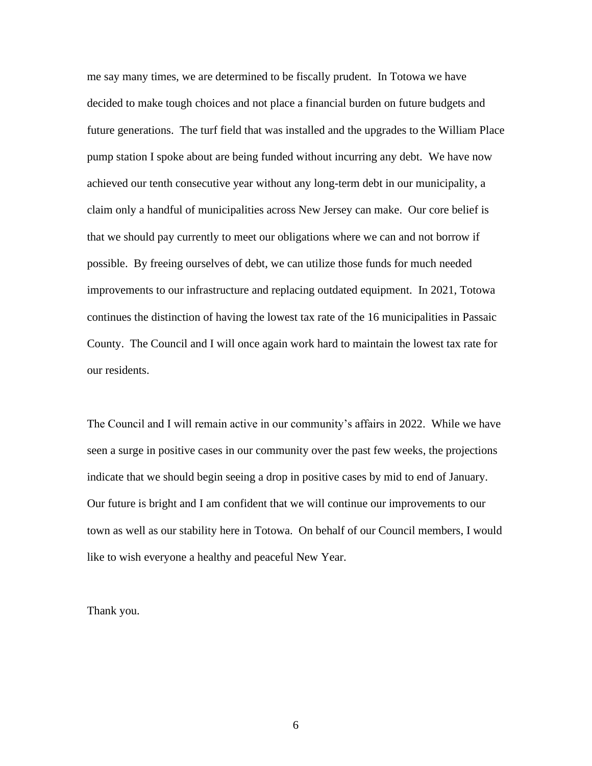me say many times, we are determined to be fiscally prudent. In Totowa we have decided to make tough choices and not place a financial burden on future budgets and future generations. The turf field that was installed and the upgrades to the William Place pump station I spoke about are being funded without incurring any debt. We have now achieved our tenth consecutive year without any long-term debt in our municipality, a claim only a handful of municipalities across New Jersey can make. Our core belief is that we should pay currently to meet our obligations where we can and not borrow if possible. By freeing ourselves of debt, we can utilize those funds for much needed improvements to our infrastructure and replacing outdated equipment. In 2021, Totowa continues the distinction of having the lowest tax rate of the 16 municipalities in Passaic County. The Council and I will once again work hard to maintain the lowest tax rate for our residents.

The Council and I will remain active in our community's affairs in 2022. While we have seen a surge in positive cases in our community over the past few weeks, the projections indicate that we should begin seeing a drop in positive cases by mid to end of January. Our future is bright and I am confident that we will continue our improvements to our town as well as our stability here in Totowa. On behalf of our Council members, I would like to wish everyone a healthy and peaceful New Year.

Thank you.